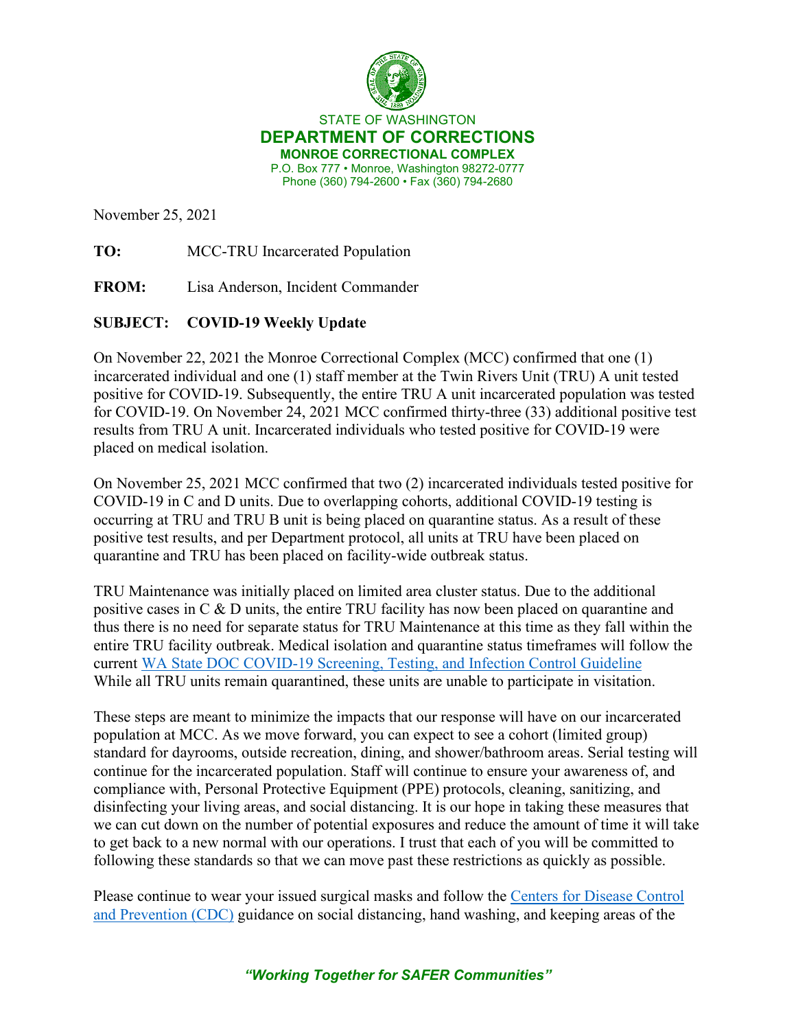STATE OF WASHINGTON

**DEPARTMENT OF CORRECTIONS**

**MONROE CORRECTIONAL COMPLEX**

P.O. Box 777 • Monroe, Washington 98272-0777
Phone (360) 794-2600 • Fax (360) 794-2680

November 25, 2021

**TO:** MCC-TRU Incarcerated Population

**FROM:** Lisa Anderson, Incident Commander

**SUBJECT: COVID-19 Weekly Update**

On November 22, 2021 the Monroe Correctional Complex (MCC) confirmed that one (1) incarcerated individual and one (1) staff member at the Twin Rivers Unit (TRU) A unit tested positive for COVID-19. Subsequently, the entire TRU A unit incarcerated population was tested for COVID-19. On November 24, 2021 MCC confirmed thirty-three (33) additional positive test results from TRU A unit. Incarcerated individuals who tested positive for COVID-19 were placed on medical isolation.

On November 25, 2021 MCC confirmed that two (2) incarcerated individuals tested positive for COVID-19 in C and D units. Due to overlapping cohorts, additional COVID-19 testing is occurring at TRU and TRU B unit is being placed on quarantine status. As a result of these positive test results, and per Department protocol, all units at TRU have been placed on quarantine and TRU has been placed on facility-wide outbreak status.

TRU Maintenance was initially placed on limited area cluster status. Due to the additional positive cases in C & D units, the entire TRU facility has now been placed on quarantine and thus there is no need for separate status for TRU Maintenance at this time as they fall within the entire TRU facility outbreak. Medical isolation and quarantine status timeframes will follow the current [WA State DOC COVID-19 Screening, Testing, and Infection Control Guideline](#) While all TRU units remain quarantined, these units are unable to participate in visitation.

These steps are meant to minimize the impacts that our response will have on our incarcerated population at MCC. As we move forward, you can expect to see a cohort (limited group) standard for dayrooms, outside recreation, dining, and shower/bathroom areas. Serial testing will continue for the incarcerated population. Staff will continue to ensure your awareness of, and compliance with, Personal Protective Equipment (PPE) protocols, cleaning, sanitizing, and disinfecting your living areas, and social distancing. It is our hope in taking these measures that we can cut down on the number of potential exposures and reduce the amount of time it will take to get back to a new normal with our operations. I trust that each of you will be committed to following these standards so that we can move past these restrictions as quickly as possible.

Please continue to wear your issued surgical masks and follow the [Centers for Disease Control and Prevention (CDC)](#) guidance on social distancing, hand washing, and keeping areas of the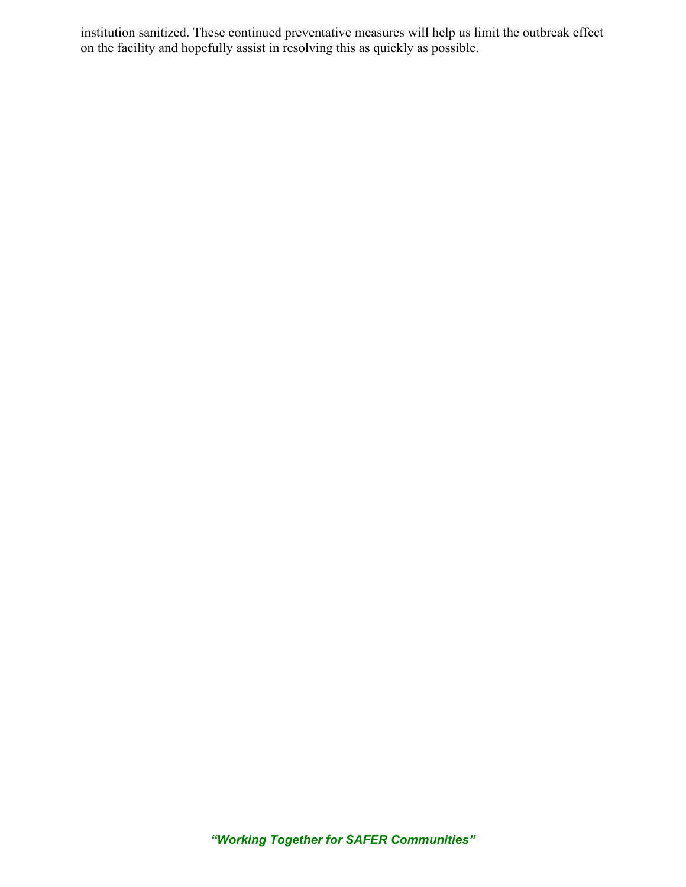institution sanitized. These continued preventative measures will help us limit the outbreak effect on the facility and hopefully assist in resolving this as quickly as possible.